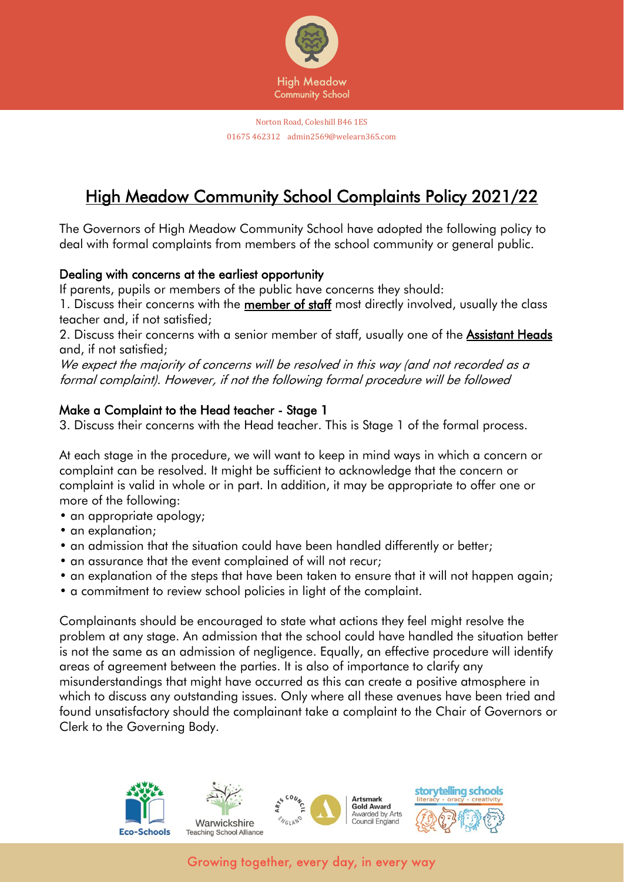High Meadow Community School

Norton Road, Coleshill B46 1ES
01675 462312 admin2569@welearn365.com

# High Meadow Community School Complaints Policy 2021/22

The Governors of High Meadow Community School have adopted the following policy to deal with formal complaints from members of the school community or general public.

## Dealing with concerns at the earliest opportunity

If parents, pupils or members of the public have concerns they should:

1. Discuss their concerns with the member of staff most directly involved, usually the class teacher and, if not satisfied;
2. Discuss their concerns with a senior member of staff, usually one of the Assistant Heads and, if not satisfied;

*We expect the majority of concerns will be resolved in this way (and not recorded as a formal complaint). However, if not the following formal procedure will be followed*

## Make a Complaint to the Head teacher - Stage 1

3. Discuss their concerns with the Head teacher. This is Stage 1 of the formal process.

At each stage in the procedure, we will want to keep in mind ways in which a concern or complaint can be resolved. It might be sufficient to acknowledge that the concern or complaint is valid in whole or in part. In addition, it may be appropriate to offer one or more of the following:

- an appropriate apology;
- an explanation;
- an admission that the situation could have been handled differently or better;
- an assurance that the event complained of will not recur;
- an explanation of the steps that have been taken to ensure that it will not happen again;
- a commitment to review school policies in light of the complaint.

Complainants should be encouraged to state what actions they feel might resolve the problem at any stage. An admission that the school could have handled the situation better is not the same as an admission of negligence. Equally, an effective procedure will identify areas of agreement between the parties. It is also of importance to clarify any misunderstandings that might have occurred as this can create a positive atmosphere in which to discuss any outstanding issues. Only where all these avenues have been tried and found unsatisfactory should the complainant take a complaint to the Chair of Governors or Clerk to the Governing Body.

Eco-Schools | Warwickshire Teaching School Alliance | Artsmark Gold Award Awarded by Arts Council England | storytelling schools literacy • oracy • creativity

Growing together, every day, in every way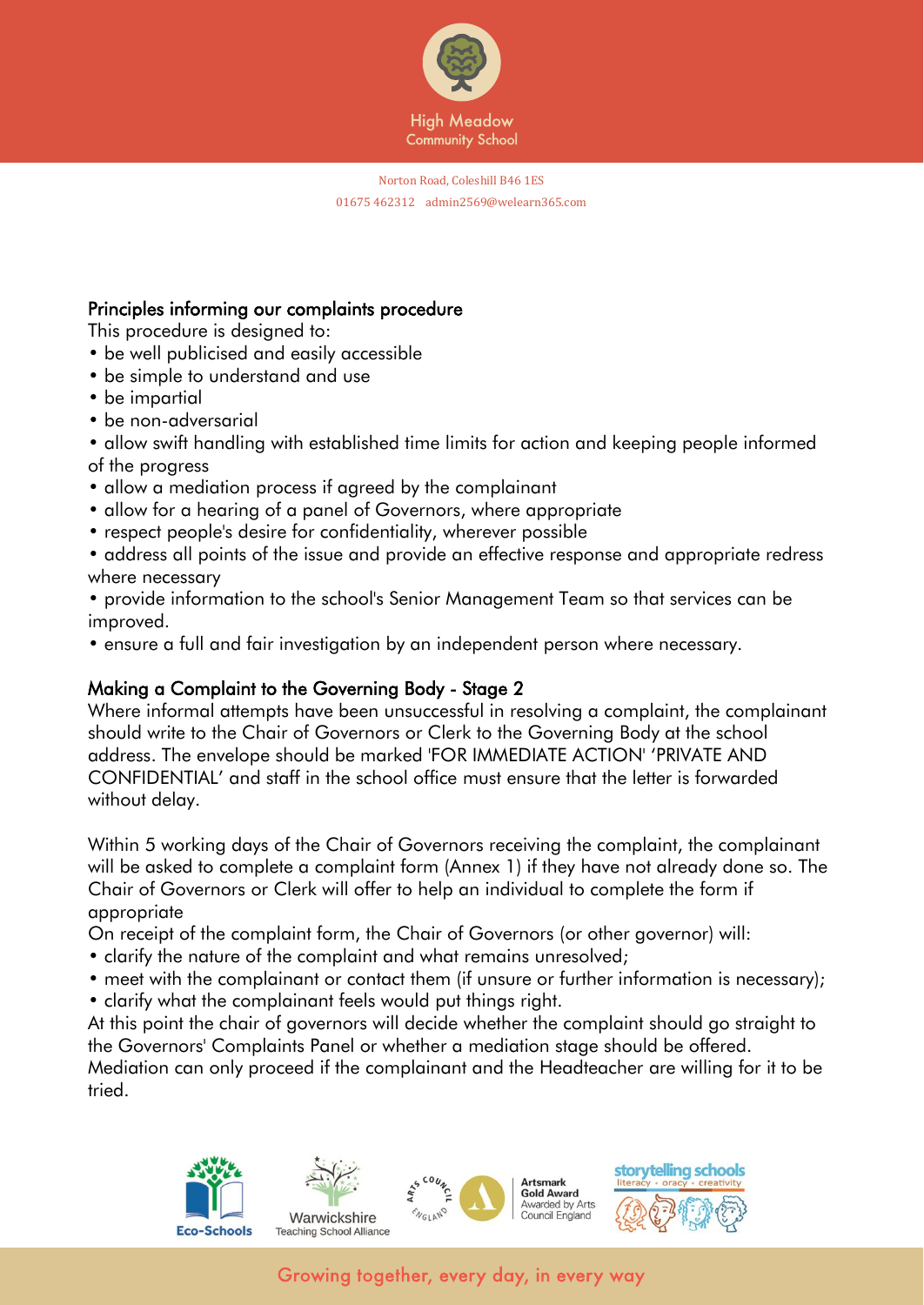## Principles informing our complaints procedure

This procedure is designed to:

- be well publicised and easily accessible
- be simple to understand and use
- be impartial
- be non-adversarial
- allow swift handling with established time limits for action and keeping people informed of the progress
- allow a mediation process if agreed by the complainant
- allow for a hearing of a panel of Governors, where appropriate
- respect people's desire for confidentiality, wherever possible
- address all points of the issue and provide an effective response and appropriate redress where necessary
- provide information to the school's Senior Management Team so that services can be improved.
- ensure a full and fair investigation by an independent person where necessary.

## Making a Complaint to the Governing Body - Stage 2

Where informal attempts have been unsuccessful in resolving a complaint, the complainant should write to the Chair of Governors or Clerk to the Governing Body at the school address. The envelope should be marked 'FOR IMMEDIATE ACTION' 'PRIVATE AND CONFIDENTIAL' and staff in the school office must ensure that the letter is forwarded without delay.

Within 5 working days of the Chair of Governors receiving the complaint, the complainant will be asked to complete a complaint form (Annex 1) if they have not already done so. The Chair of Governors or Clerk will offer to help an individual to complete the form if appropriate

On receipt of the complaint form, the Chair of Governors (or other governor) will:

- clarify the nature of the complaint and what remains unresolved;
- meet with the complainant or contact them (if unsure or further information is necessary);
- clarify what the complainant feels would put things right.

At this point the chair of governors will decide whether the complaint should go straight to the Governors' Complaints Panel or whether a mediation stage should be offered. Mediation can only proceed if the complainant and the Headteacher are willing for it to be tried.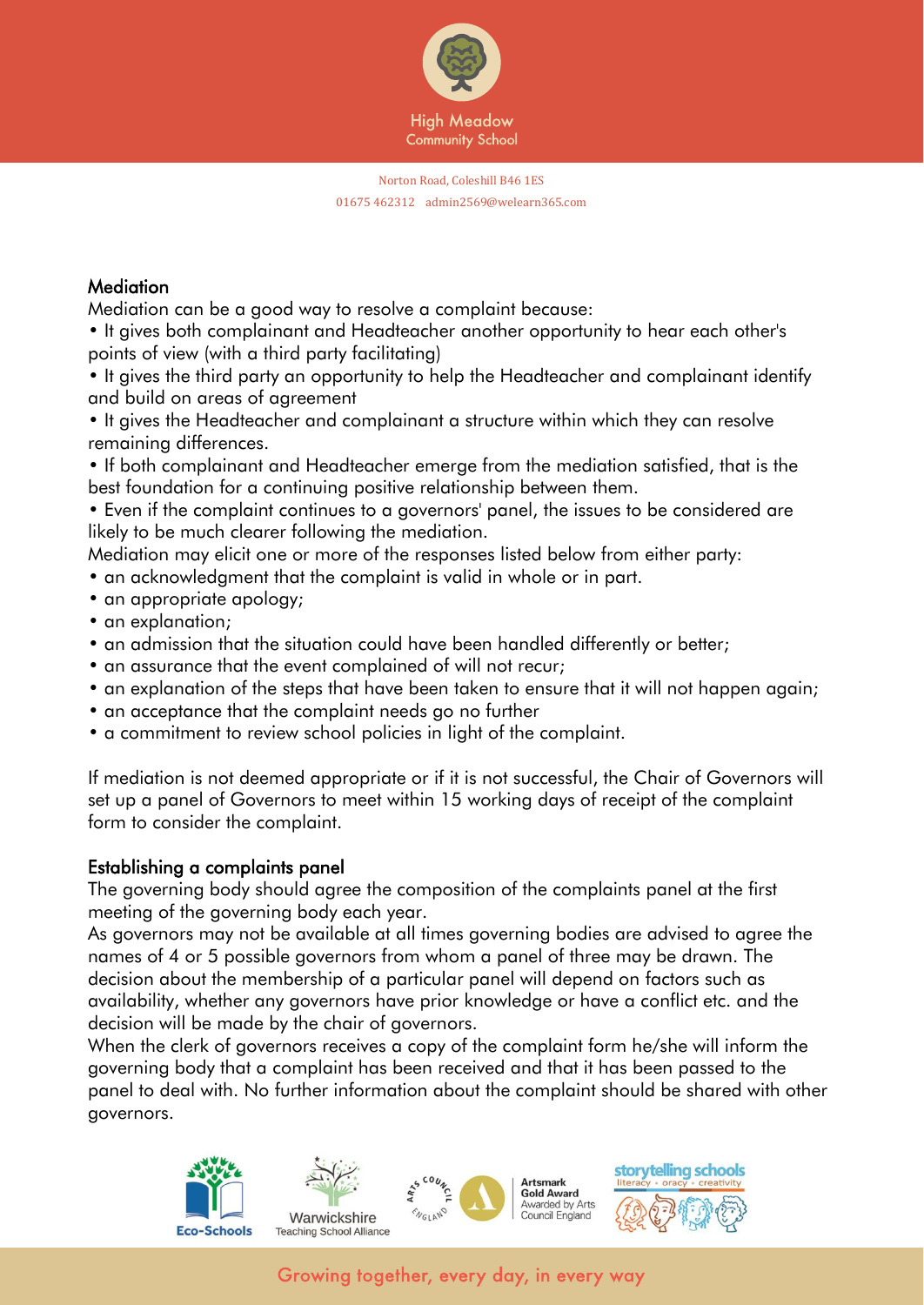## Mediation

Mediation can be a good way to resolve a complaint because:

- It gives both complainant and Headteacher another opportunity to hear each other's points of view (with a third party facilitating)
- It gives the third party an opportunity to help the Headteacher and complainant identify and build on areas of agreement
- It gives the Headteacher and complainant a structure within which they can resolve remaining differences.
- If both complainant and Headteacher emerge from the mediation satisfied, that is the best foundation for a continuing positive relationship between them.
- Even if the complaint continues to a governors' panel, the issues to be considered are likely to be much clearer following the mediation.

Mediation may elicit one or more of the responses listed below from either party:

- an acknowledgment that the complaint is valid in whole or in part.
- an appropriate apology;
- an explanation;
- an admission that the situation could have been handled differently or better;
- an assurance that the event complained of will not recur;
- an explanation of the steps that have been taken to ensure that it will not happen again;
- an acceptance that the complaint needs go no further
- a commitment to review school policies in light of the complaint.

If mediation is not deemed appropriate or if it is not successful, the Chair of Governors will set up a panel of Governors to meet within 15 working days of receipt of the complaint form to consider the complaint.

## Establishing a complaints panel

The governing body should agree the composition of the complaints panel at the first meeting of the governing body each year.

As governors may not be available at all times governing bodies are advised to agree the names of 4 or 5 possible governors from whom a panel of three may be drawn. The decision about the membership of a particular panel will depend on factors such as availability, whether any governors have prior knowledge or have a conflict etc. and the decision will be made by the chair of governors.

When the clerk of governors receives a copy of the complaint form he/she will inform the governing body that a complaint has been received and that it has been passed to the panel to deal with. No further information about the complaint should be shared with other governors.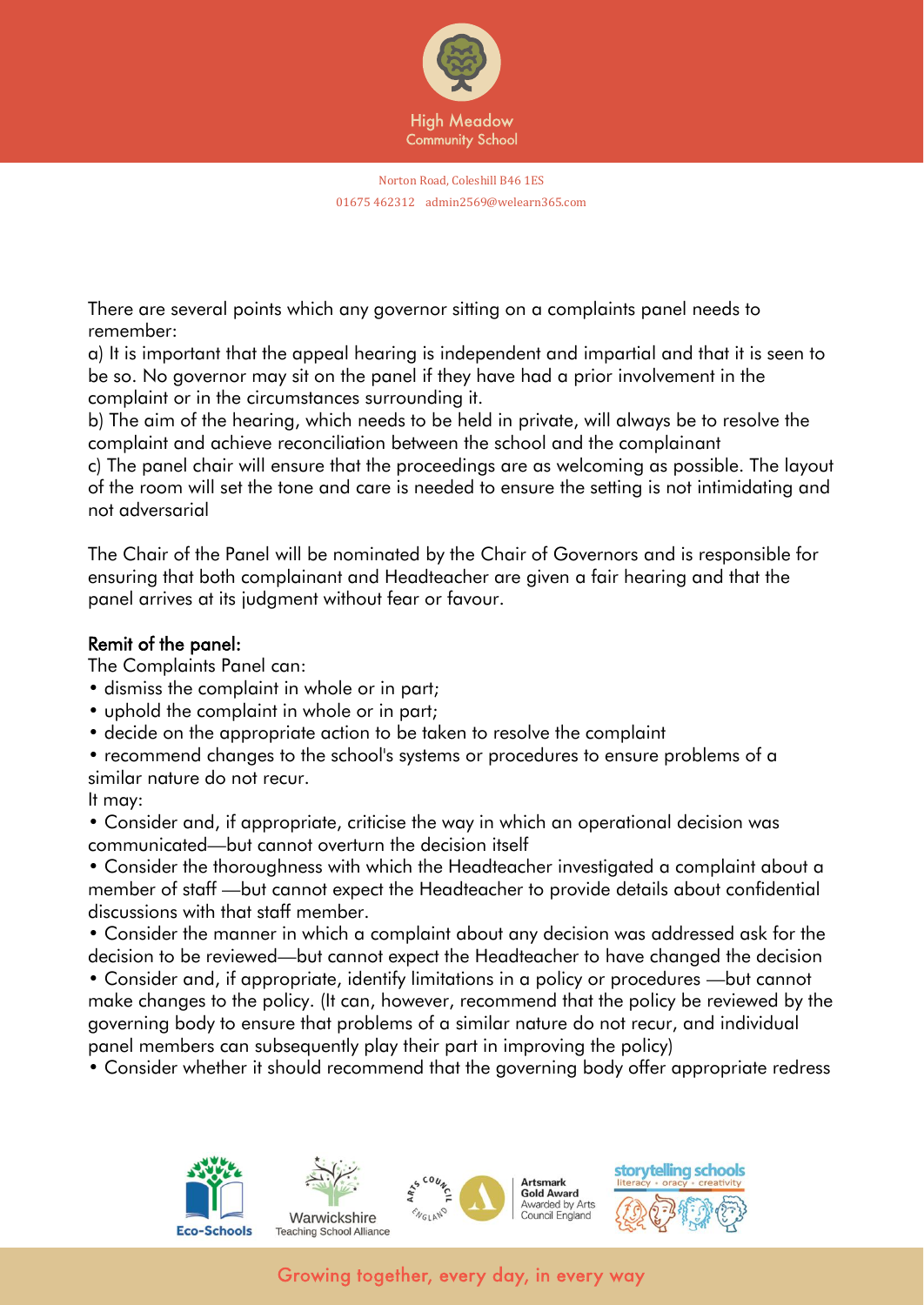There are several points which any governor sitting on a complaints panel needs to remember:

a) It is important that the appeal hearing is independent and impartial and that it is seen to be so. No governor may sit on the panel if they have had a prior involvement in the complaint or in the circumstances surrounding it.

b) The aim of the hearing, which needs to be held in private, will always be to resolve the complaint and achieve reconciliation between the school and the complainant

c) The panel chair will ensure that the proceedings are as welcoming as possible. The layout of the room will set the tone and care is needed to ensure the setting is not intimidating and not adversarial

The Chair of the Panel will be nominated by the Chair of Governors and is responsible for ensuring that both complainant and Headteacher are given a fair hearing and that the panel arrives at its judgment without fear or favour.

## Remit of the panel:

The Complaints Panel can:

- dismiss the complaint in whole or in part;
- uphold the complaint in whole or in part;
- decide on the appropriate action to be taken to resolve the complaint
- recommend changes to the school's systems or procedures to ensure problems of a similar nature do not recur.

It may:

- Consider and, if appropriate, criticise the way in which an operational decision was communicated—but cannot overturn the decision itself
- Consider the thoroughness with which the Headteacher investigated a complaint about a member of staff —but cannot expect the Headteacher to provide details about confidential discussions with that staff member.
- Consider the manner in which a complaint about any decision was addressed ask for the decision to be reviewed—but cannot expect the Headteacher to have changed the decision
- Consider and, if appropriate, identify limitations in a policy or procedures —but cannot make changes to the policy. (It can, however, recommend that the policy be reviewed by the governing body to ensure that problems of a similar nature do not recur, and individual panel members can subsequently play their part in improving the policy)
- Consider whether it should recommend that the governing body offer appropriate redress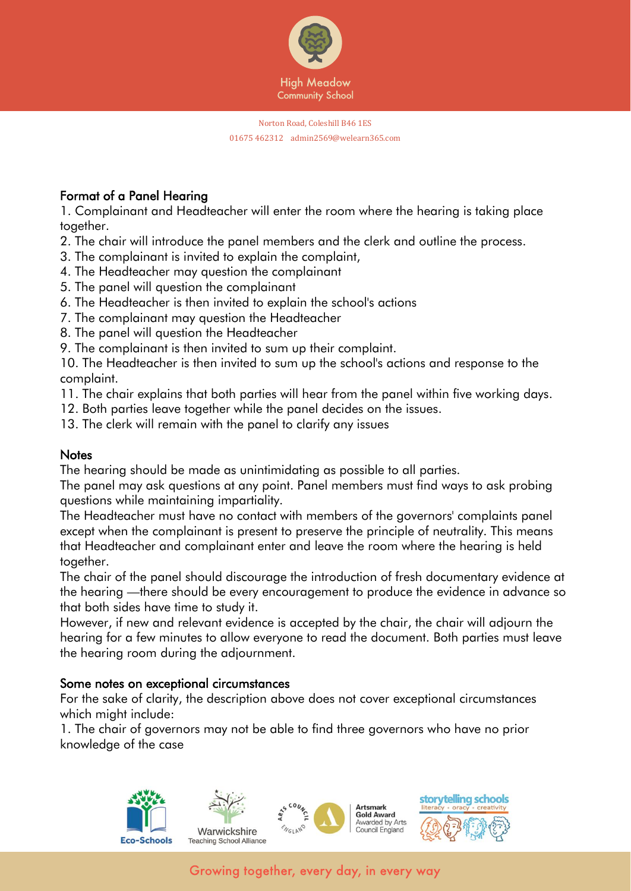## Format of a Panel Hearing

1. Complainant and Headteacher will enter the room where the hearing is taking place together.
2. The chair will introduce the panel members and the clerk and outline the process.
3. The complainant is invited to explain the complaint,
4. The Headteacher may question the complainant
5. The panel will question the complainant
6. The Headteacher is then invited to explain the school's actions
7. The complainant may question the Headteacher
8. The panel will question the Headteacher
9. The complainant is then invited to sum up their complaint.
10. The Headteacher is then invited to sum up the school's actions and response to the complaint.
11. The chair explains that both parties will hear from the panel within five working days.
12. Both parties leave together while the panel decides on the issues.
13. The clerk will remain with the panel to clarify any issues

## Notes

The hearing should be made as unintimidating as possible to all parties.

The panel may ask questions at any point. Panel members must find ways to ask probing questions while maintaining impartiality.

The Headteacher must have no contact with members of the governors' complaints panel except when the complainant is present to preserve the principle of neutrality. This means that Headteacher and complainant enter and leave the room where the hearing is held together.

The chair of the panel should discourage the introduction of fresh documentary evidence at the hearing —there should be every encouragement to produce the evidence in advance so that both sides have time to study it.

However, if new and relevant evidence is accepted by the chair, the chair will adjourn the hearing for a few minutes to allow everyone to read the document. Both parties must leave the hearing room during the adjournment.

## Some notes on exceptional circumstances

For the sake of clarity, the description above does not cover exceptional circumstances which might include:

1. The chair of governors may not be able to find three governors who have no prior knowledge of the case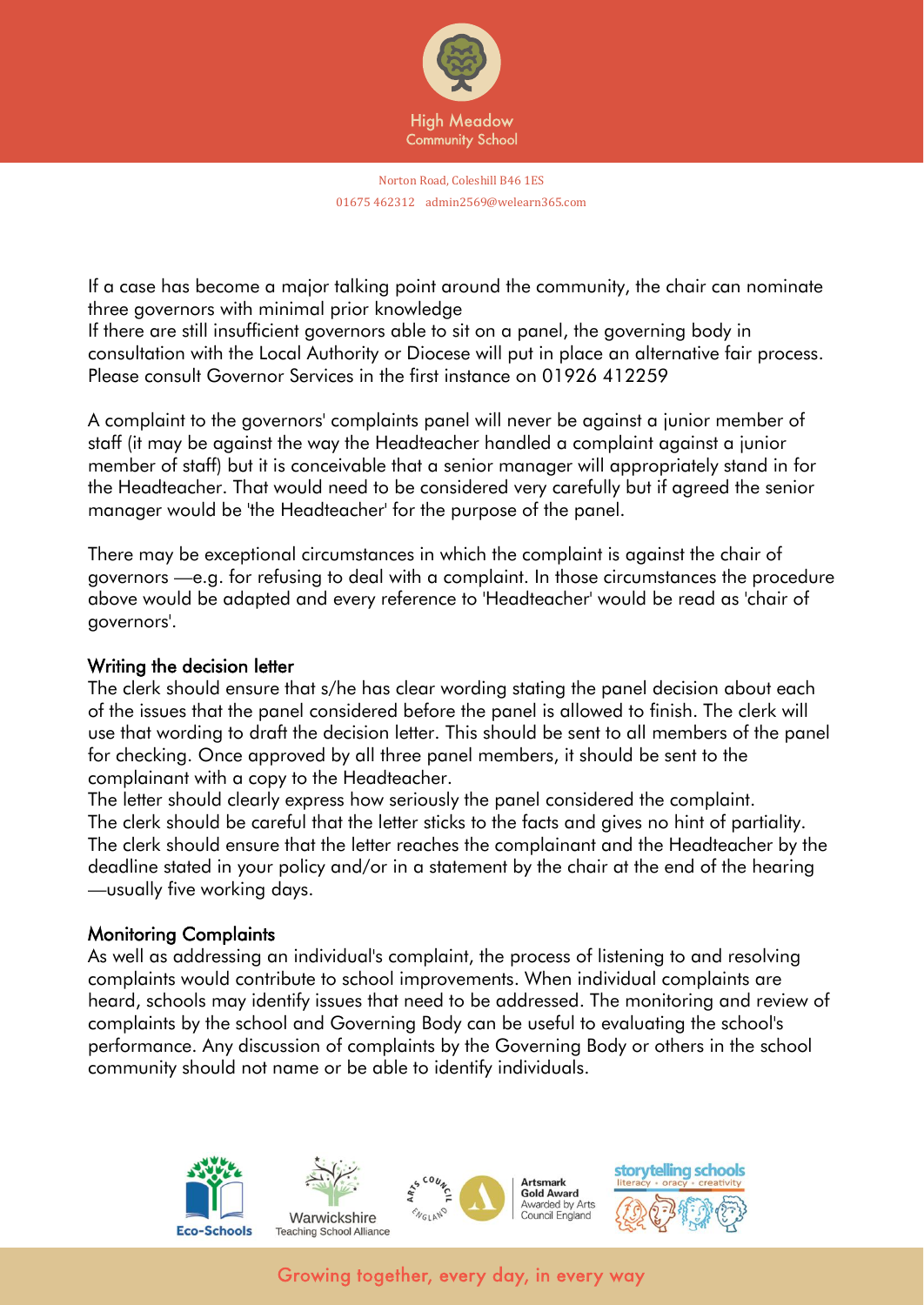If a case has become a major talking point around the community, the chair can nominate three governors with minimal prior knowledge
If there are still insufficient governors able to sit on a panel, the governing body in consultation with the Local Authority or Diocese will put in place an alternative fair process. Please consult Governor Services in the first instance on 01926 412259

A complaint to the governors' complaints panel will never be against a junior member of staff (it may be against the way the Headteacher handled a complaint against a junior member of staff) but it is conceivable that a senior manager will appropriately stand in for the Headteacher. That would need to be considered very carefully but if agreed the senior manager would be 'the Headteacher' for the purpose of the panel.

There may be exceptional circumstances in which the complaint is against the chair of governors —e.g. for refusing to deal with a complaint. In those circumstances the procedure above would be adapted and every reference to 'Headteacher' would be read as 'chair of governors'.

## Writing the decision letter

The clerk should ensure that s/he has clear wording stating the panel decision about each of the issues that the panel considered before the panel is allowed to finish. The clerk will use that wording to draft the decision letter. This should be sent to all members of the panel for checking. Once approved by all three panel members, it should be sent to the complainant with a copy to the Headteacher.
The letter should clearly express how seriously the panel considered the complaint.
The clerk should be careful that the letter sticks to the facts and gives no hint of partiality.
The clerk should ensure that the letter reaches the complainant and the Headteacher by the deadline stated in your policy and/or in a statement by the chair at the end of the hearing —usually five working days.

## Monitoring Complaints

As well as addressing an individual's complaint, the process of listening to and resolving complaints would contribute to school improvements. When individual complaints are heard, schools may identify issues that need to be addressed. The monitoring and review of complaints by the school and Governing Body can be useful to evaluating the school's performance. Any discussion of complaints by the Governing Body or others in the school community should not name or be able to identify individuals.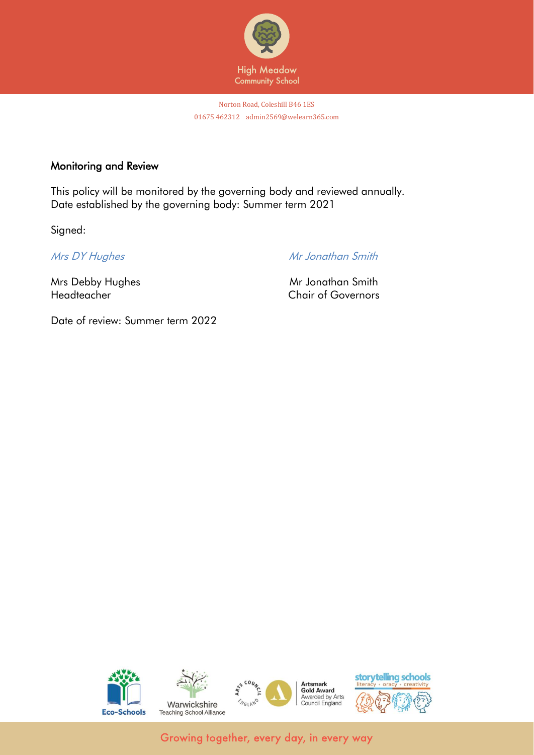## Monitoring and Review

This policy will be monitored by the governing body and reviewed annually.
Date established by the governing body: Summer term 2021

Signed:

*Mrs DY Hughes*

Mrs Debby Hughes
Headteacher

*Mr Jonathan Smith*

Mr Jonathan Smith
Chair of Governors

Date of review: Summer term 2022